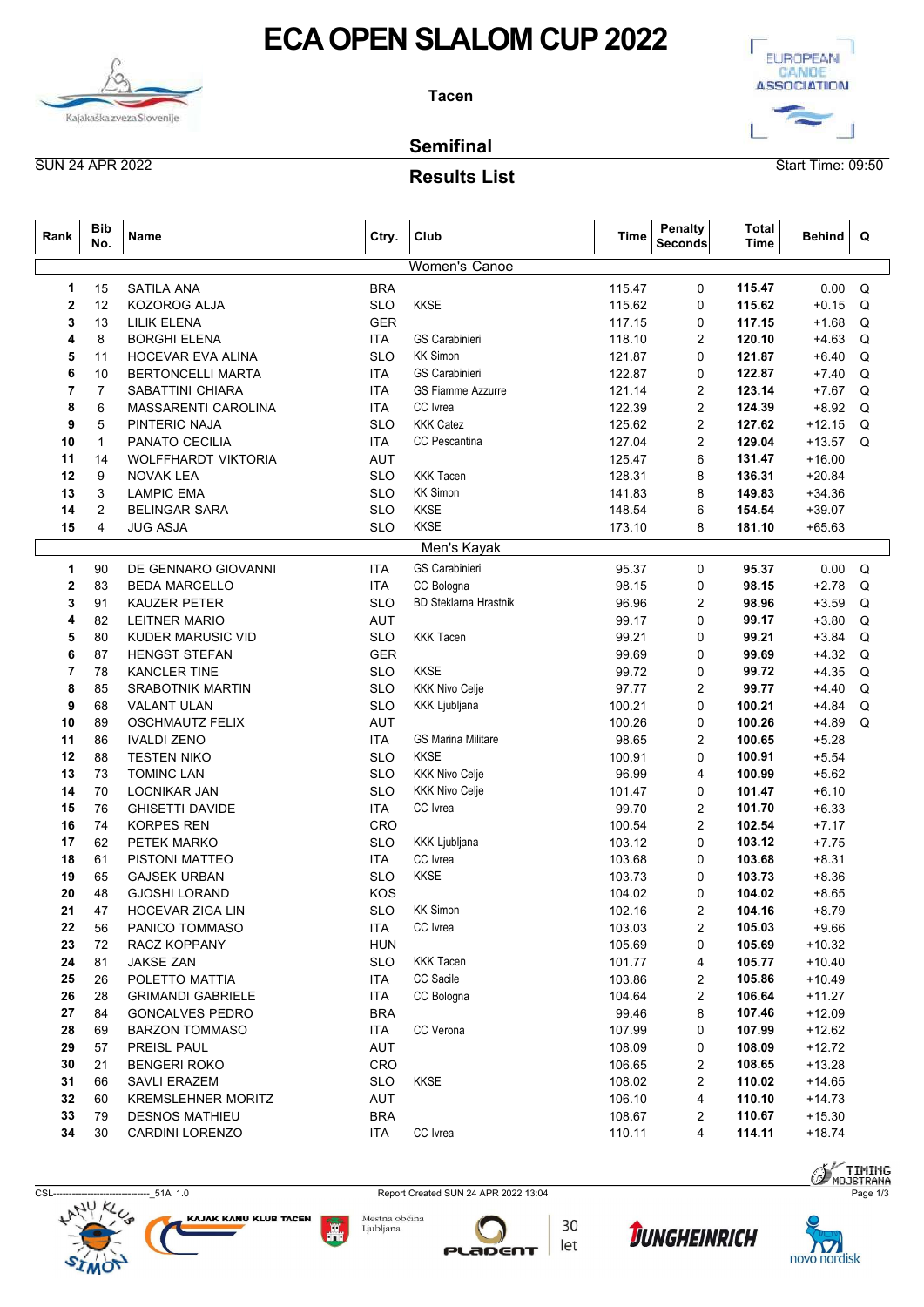# ECA OPEN SLALOM CUP 2022

Tacen

## Semifinal

SUN 24 APR 2022

## Results List

Start Time: 09:50

| Rank | Bib No. | Name | Ctry. | Club | Time | Penalty Seconds | Total Time | Behind | Q |
|---|---|---|---|---|---|---|---|---|---|
| **Women's Canoe** | | | | | | | | | |
| 1 | 15 | SATILA ANA | BRA | | 115.47 | 0 | **115.47** | 0.00 | Q |
| 2 | 12 | KOZOROG ALJA | SLO | KKSE | 115.62 | 0 | **115.62** | +0.15 | Q |
| 3 | 13 | LILIK ELENA | GER | | 117.15 | 0 | **117.15** | +1.68 | Q |
| 4 | 8 | BORGHI ELENA | ITA | GS Carabinieri | 118.10 | 2 | **120.10** | +4.63 | Q |
| 5 | 11 | HOCEVAR EVA ALINA | SLO | KK Simon | 121.87 | 0 | **121.87** | +6.40 | Q |
| 6 | 10 | BERTONCELLI MARTA | ITA | GS Carabinieri | 122.87 | 0 | **122.87** | +7.40 | Q |
| 7 | 7 | SABATTINI CHIARA | ITA | GS Fiamme Azzurre | 121.14 | 2 | **123.14** | +7.67 | Q |
| 8 | 6 | MASSARENTI CAROLINA | ITA | CC Ivrea | 122.39 | 2 | **124.39** | +8.92 | Q |
| 9 | 5 | PINTERIC NAJA | SLO | KKK Catez | 125.62 | 2 | **127.62** | +12.15 | Q |
| 10 | 1 | PANATO CECILIA | ITA | CC Pescantina | 127.04 | 2 | **129.04** | +13.57 | Q |
| 11 | 14 | WOLFFHARDT VIKTORIA | AUT | | 125.47 | 6 | **131.47** | +16.00 | |
| 12 | 9 | NOVAK LEA | SLO | KKK Tacen | 128.31 | 8 | **136.31** | +20.84 | |
| 13 | 3 | LAMPIC EMA | SLO | KK Simon | 141.83 | 8 | **149.83** | +34.36 | |
| 14 | 2 | BELINGAR SARA | SLO | KKSE | 148.54 | 6 | **154.54** | +39.07 | |
| 15 | 4 | JUG ASJA | SLO | KKSE | 173.10 | 8 | **181.10** | +65.63 | |
| **Men's Kayak** | | | | | | | | | |
| 1 | 90 | DE GENNARO GIOVANNI | ITA | GS Carabinieri | 95.37 | 0 | **95.37** | 0.00 | Q |
| 2 | 83 | BEDA MARCELLO | ITA | CC Bologna | 98.15 | 0 | **98.15** | +2.78 | Q |
| 3 | 91 | KAUZER PETER | SLO | BD Steklarna Hrastnik | 96.96 | 2 | **98.96** | +3.59 | Q |
| 4 | 82 | LEITNER MARIO | AUT | | 99.17 | 0 | **99.17** | +3.80 | Q |
| 5 | 80 | KUDER MARUSIC VID | SLO | KKK Tacen | 99.21 | 0 | **99.21** | +3.84 | Q |
| 6 | 87 | HENGST STEFAN | GER | | 99.69 | 0 | **99.69** | +4.32 | Q |
| 7 | 78 | KANCLER TINE | SLO | KKSE | 99.72 | 0 | **99.72** | +4.35 | Q |
| 8 | 85 | SRABOTNIK MARTIN | SLO | KKK Nivo Celje | 97.77 | 2 | **99.77** | +4.40 | Q |
| 9 | 68 | VALANT ULAN | SLO | KKK Ljubljana | 100.21 | 0 | **100.21** | +4.84 | Q |
| 10 | 89 | OSCHMAUTZ FELIX | AUT | | 100.26 | 0 | **100.26** | +4.89 | Q |
| 11 | 86 | IVALDI ZENO | ITA | GS Marina Militare | 98.65 | 2 | **100.65** | +5.28 | |
| 12 | 88 | TESTEN NIKO | SLO | KKSE | 100.91 | 0 | **100.91** | +5.54 | |
| 13 | 73 | TOMINC LAN | SLO | KKK Nivo Celje | 96.99 | 4 | **100.99** | +5.62 | |
| 14 | 70 | LOCNIKAR JAN | SLO | KKK Nivo Celje | 101.47 | 0 | **101.47** | +6.10 | |
| 15 | 76 | GHISETTI DAVIDE | ITA | CC Ivrea | 99.70 | 2 | **101.70** | +6.33 | |
| 16 | 74 | KORPES REN | CRO | | 100.54 | 2 | **102.54** | +7.17 | |
| 17 | 62 | PETEK MARKO | SLO | KKK Ljubljana | 103.12 | 0 | **103.12** | +7.75 | |
| 18 | 61 | PISTONI MATTEO | ITA | CC Ivrea | 103.68 | 0 | **103.68** | +8.31 | |
| 19 | 65 | GAJSEK URBAN | SLO | KKSE | 103.73 | 0 | **103.73** | +8.36 | |
| 20 | 48 | GJOSHI LORAND | KOS | | 104.02 | 0 | **104.02** | +8.65 | |
| 21 | 47 | HOCEVAR ZIGA LIN | SLO | KK Simon | 102.16 | 2 | **104.16** | +8.79 | |
| 22 | 56 | PANICO TOMMASO | ITA | CC Ivrea | 103.03 | 2 | **105.03** | +9.66 | |
| 23 | 72 | RACZ KOPPANY | HUN | | 105.69 | 0 | **105.69** | +10.32 | |
| 24 | 81 | JAKSE ZAN | SLO | KKK Tacen | 101.77 | 4 | **105.77** | +10.40 | |
| 25 | 26 | POLETTO MATTIA | ITA | CC Sacile | 103.86 | 2 | **105.86** | +10.49 | |
| 26 | 28 | GRIMANDI GABRIELE | ITA | CC Bologna | 104.64 | 2 | **106.64** | +11.27 | |
| 27 | 84 | GONCALVES PEDRO | BRA | | 99.46 | 8 | **107.46** | +12.09 | |
| 28 | 69 | BARZON TOMMASO | ITA | CC Verona | 107.99 | 0 | **107.99** | +12.62 | |
| 29 | 57 | PREISL PAUL | AUT | | 108.09 | 0 | **108.09** | +12.72 | |
| 30 | 21 | BENGERI ROKO | CRO | | 106.65 | 2 | **108.65** | +13.28 | |
| 31 | 66 | SAVLI ERAZEM | SLO | KKSE | 108.02 | 2 | **110.02** | +14.65 | |
| 32 | 60 | KREMSLEHNER MORITZ | AUT | | 106.10 | 4 | **110.10** | +14.73 | |
| 33 | 79 | DESNOS MATHIEU | BRA | | 108.67 | 2 | **110.67** | +15.30 | |
| 34 | 30 | CARDINI LORENZO | ITA | CC Ivrea | 110.11 | 4 | **114.11** | +18.74 | |

CSL-------------------------------_51A 1.0 Report Created SUN 24 APR 2022 13:04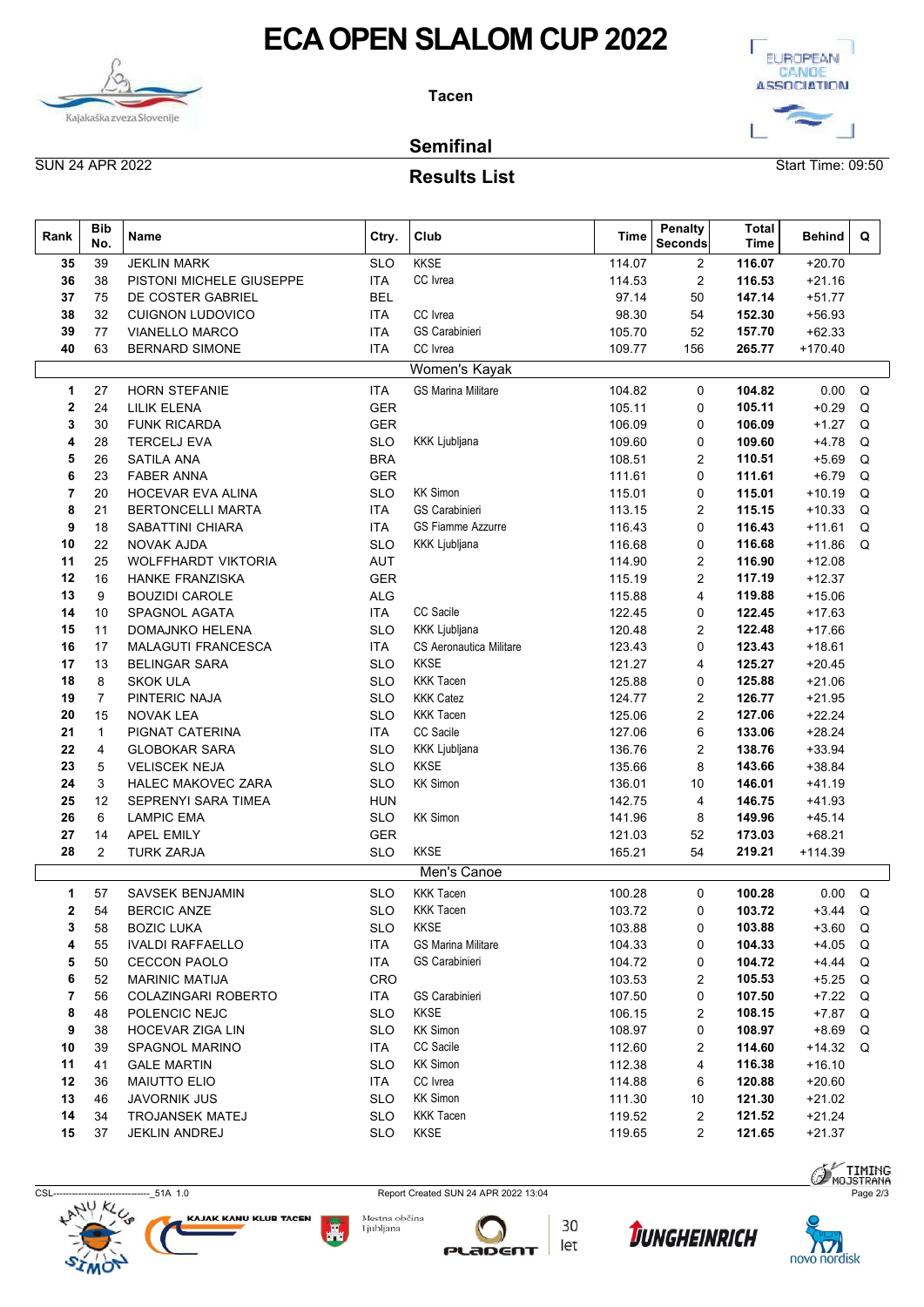# ECA OPEN SLALOM CUP 2022

**Tacen**

## Semifinal

SUN 24 APR 2022

**Results List**

Start Time: 09:50

| Rank | Bib No. | Name | Ctry. | Club | Time | Penalty Seconds | Total Time | Behind | Q |
|---|---|---|---|---|---|---|---|---|---|
| 35 | 39 | JEKLIN MARK | SLO | KKSE | 114.07 | 2 | **116.07** | +20.70 | |
| 36 | 38 | PISTONI MICHELE GIUSEPPE | ITA | CC Ivrea | 114.53 | 2 | **116.53** | +21.16 | |
| 37 | 75 | DE COSTER GABRIEL | BEL | | 97.14 | 50 | **147.14** | +51.77 | |
| 38 | 32 | CUIGNON LUDOVICO | ITA | CC Ivrea | 98.30 | 54 | **152.30** | +56.93 | |
| 39 | 77 | VIANELLO MARCO | ITA | GS Carabinieri | 105.70 | 52 | **157.70** | +62.33 | |
| 40 | 63 | BERNARD SIMONE | ITA | CC Ivrea | 109.77 | 156 | **265.77** | +170.40 | |
| | | **Women's Kayak** | | | | | | | |
| 1 | 27 | HORN STEFANIE | ITA | GS Marina Militare | 104.82 | 0 | **104.82** | 0.00 | Q |
| 2 | 24 | LILIK ELENA | GER | | 105.11 | 0 | **105.11** | +0.29 | Q |
| 3 | 30 | FUNK RICARDA | GER | | 106.09 | 0 | **106.09** | +1.27 | Q |
| 4 | 28 | TERCELJ EVA | SLO | KKK Ljubljana | 109.60 | 0 | **109.60** | +4.78 | Q |
| 5 | 26 | SATILA ANA | BRA | | 108.51 | 2 | **110.51** | +5.69 | Q |
| 6 | 23 | FABER ANNA | GER | | 111.61 | 0 | **111.61** | +6.79 | Q |
| 7 | 20 | HOCEVAR EVA ALINA | SLO | KK Simon | 115.01 | 0 | **115.01** | +10.19 | Q |
| 8 | 21 | BERTONCELLI MARTA | ITA | GS Carabinieri | 113.15 | 2 | **115.15** | +10.33 | Q |
| 9 | 18 | SABATTINI CHIARA | ITA | GS Fiamme Azzurre | 116.43 | 0 | **116.43** | +11.61 | Q |
| 10 | 22 | NOVAK AJDA | SLO | KKK Ljubljana | 116.68 | 0 | **116.68** | +11.86 | Q |
| 11 | 25 | WOLFFHARDT VIKTORIA | AUT | | 114.90 | 2 | **116.90** | +12.08 | |
| 12 | 16 | HANKE FRANZISKA | GER | | 115.19 | 2 | **117.19** | +12.37 | |
| 13 | 9 | BOUZIDI CAROLE | ALG | | 115.88 | 4 | **119.88** | +15.06 | |
| 14 | 10 | SPAGNOL AGATA | ITA | CC Sacile | 122.45 | 0 | **122.45** | +17.63 | |
| 15 | 11 | DOMAJNKO HELENA | SLO | KKK Ljubljana | 120.48 | 2 | **122.48** | +17.66 | |
| 16 | 17 | MALAGUTI FRANCESCA | ITA | CS Aeronautica Militare | 123.43 | 0 | **123.43** | +18.61 | |
| 17 | 13 | BELINGAR SARA | SLO | KKSE | 121.27 | 4 | **125.27** | +20.45 | |
| 18 | 8 | SKOK ULA | SLO | KKK Tacen | 125.88 | 0 | **125.88** | +21.06 | |
| 19 | 7 | PINTERIC NAJA | SLO | KKK Catez | 124.77 | 2 | **126.77** | +21.95 | |
| 20 | 15 | NOVAK LEA | SLO | KKK Tacen | 125.06 | 2 | **127.06** | +22.24 | |
| 21 | 1 | PIGNAT CATERINA | ITA | CC Sacile | 127.06 | 6 | **133.06** | +28.24 | |
| 22 | 4 | GLOBOKAR SARA | SLO | KKK Ljubljana | 136.76 | 2 | **138.76** | +33.94 | |
| 23 | 5 | VELISCEK NEJA | SLO | KKSE | 135.66 | 8 | **143.66** | +38.84 | |
| 24 | 3 | HALEC MAKOVEC ZARA | SLO | KK Simon | 136.01 | 10 | **146.01** | +41.19 | |
| 25 | 12 | SEPRENYI SARA TIMEA | HUN | | 142.75 | 4 | **146.75** | +41.93 | |
| 26 | 6 | LAMPIC EMA | SLO | KK Simon | 141.96 | 8 | **149.96** | +45.14 | |
| 27 | 14 | APEL EMILY | GER | | 121.03 | 52 | **173.03** | +68.21 | |
| 28 | 2 | TURK ZARJA | SLO | KKSE | 165.21 | 54 | **219.21** | +114.39 | |
| | | **Men's Canoe** | | | | | | | |
| 1 | 57 | SAVSEK BENJAMIN | SLO | KKK Tacen | 100.28 | 0 | **100.28** | 0.00 | Q |
| 2 | 54 | BERCIC ANZE | SLO | KKK Tacen | 103.72 | 0 | **103.72** | +3.44 | Q |
| 3 | 58 | BOZIC LUKA | SLO | KKSE | 103.88 | 0 | **103.88** | +3.60 | Q |
| 4 | 55 | IVALDI RAFFAELLO | ITA | GS Marina Militare | 104.33 | 0 | **104.33** | +4.05 | Q |
| 5 | 50 | CECCON PAOLO | ITA | GS Carabinieri | 104.72 | 0 | **104.72** | +4.44 | Q |
| 6 | 52 | MARINIC MATIJA | CRO | | 103.53 | 2 | **105.53** | +5.25 | Q |
| 7 | 56 | COLAZINGARI ROBERTO | ITA | GS Carabinieri | 107.50 | 0 | **107.50** | +7.22 | Q |
| 8 | 48 | POLENCIC NEJC | SLO | KKSE | 106.15 | 2 | **108.15** | +7.87 | Q |
| 9 | 38 | HOCEVAR ZIGA LIN | SLO | KK Simon | 108.97 | 0 | **108.97** | +8.69 | Q |
| 10 | 39 | SPAGNOL MARINO | ITA | CC Sacile | 112.60 | 2 | **114.60** | +14.32 | Q |
| 11 | 41 | GALE MARTIN | SLO | KK Simon | 112.38 | 4 | **116.38** | +16.10 | |
| 12 | 36 | MAIUTTO ELIO | ITA | CC Ivrea | 114.88 | 6 | **120.88** | +20.60 | |
| 13 | 46 | JAVORNIK JUS | SLO | KK Simon | 111.30 | 10 | **121.30** | +21.02 | |
| 14 | 34 | TROJANSEK MATEJ | SLO | KKK Tacen | 119.52 | 2 | **121.52** | +21.24 | |
| 15 | 37 | JEKLIN ANDREJ | SLO | KKSE | 119.65 | 2 | **121.65** | +21.37 | |

CSL-------------------------------_51A 1.0

Report Created SUN 24 APR 2022 13:04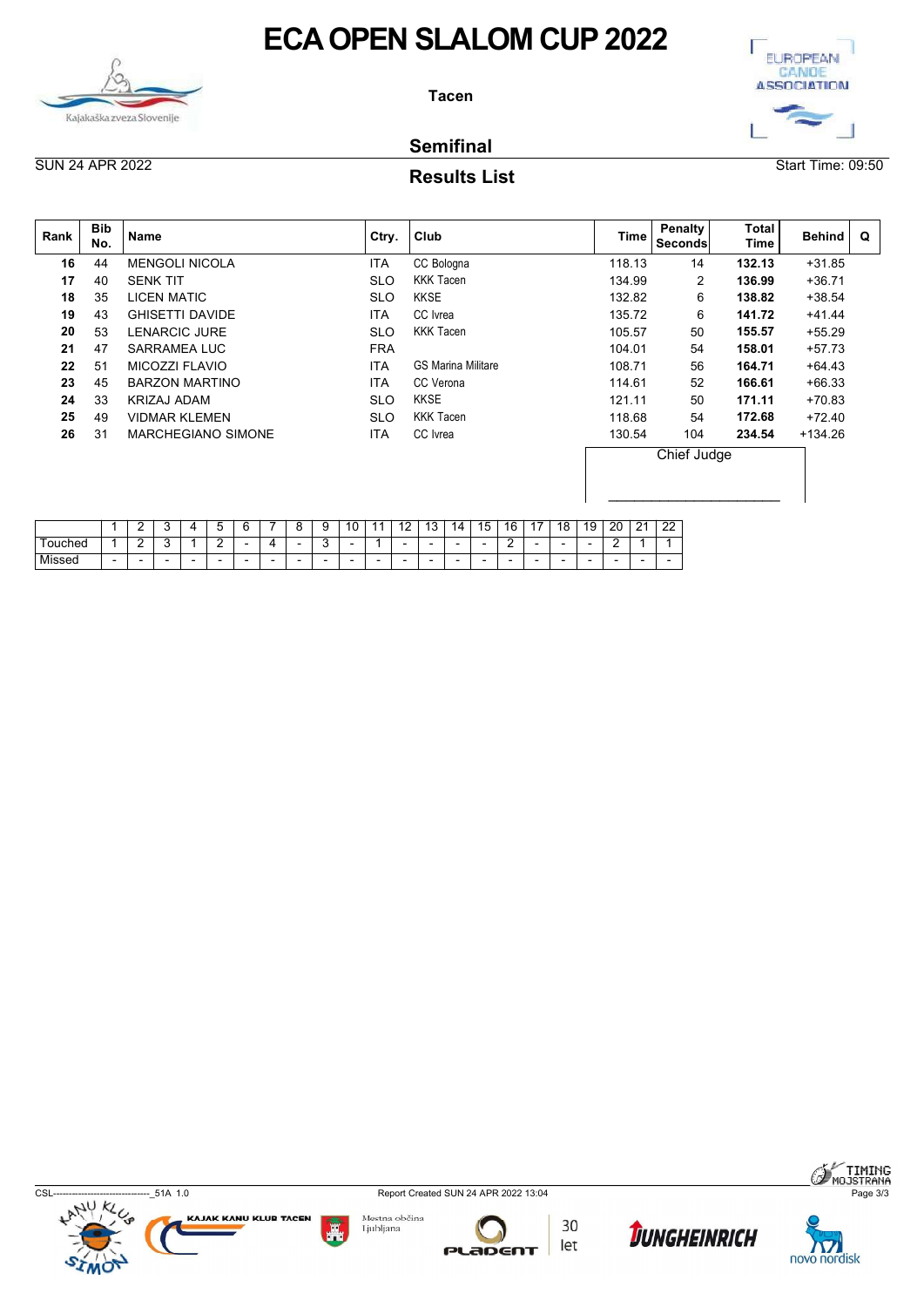# ECA OPEN SLALOM CUP 2022

**Tacen**

## Semifinal

SUN 24 APR 2022

Start Time: 09:50

## Results List

| Rank | Bib No. | Name | Ctry. | Club | Time | Penalty Seconds | Total Time | Behind | Q |
|---|---|---|---|---|---|---|---|---|---|
| **16** | 44 | MENGOLI NICOLA | ITA | CC Bologna | 118.13 | 14 | **132.13** | +31.85 | |
| **17** | 40 | SENK TIT | SLO | KKK Tacen | 134.99 | 2 | **136.99** | +36.71 | |
| **18** | 35 | LICEN MATIC | SLO | KKSE | 132.82 | 6 | **138.82** | +38.54 | |
| **19** | 43 | GHISETTI DAVIDE | ITA | CC Ivrea | 135.72 | 6 | **141.72** | +41.44 | |
| **20** | 53 | LENARCIC JURE | SLO | KKK Tacen | 105.57 | 50 | **155.57** | +55.29 | |
| **21** | 47 | SARRAMEA LUC | FRA | | 104.01 | 54 | **158.01** | +57.73 | |
| **22** | 51 | MICOZZI FLAVIO | ITA | GS Marina Militare | 108.71 | 56 | **164.71** | +64.43 | |
| **23** | 45 | BARZON MARTINO | ITA | CC Verona | 114.61 | 52 | **166.61** | +66.33 | |
| **24** | 33 | KRIZAJ ADAM | SLO | KKSE | 121.11 | 50 | **171.11** | +70.83 | |
| **25** | 49 | VIDMAR KLEMEN | SLO | KKK Tacen | 118.68 | 54 | **172.68** | +72.40 | |
| **26** | 31 | MARCHEGIANO SIMONE | ITA | CC Ivrea | 130.54 | 104 | **234.54** | +134.26 | |

Chief Judge

______________________

| | 1 | 2 | 3 | 4 | 5 | 6 | 7 | 8 | 9 | 10 | 11 | 12 | 13 | 14 | 15 | 16 | 17 | 18 | 19 | 20 | 21 | 22 |
|---|---|---|---|---|---|---|---|---|---|---|---|---|---|---|---|---|---|---|---|---|---|---|
| Touched | 1 | 2 | 3 | 1 | 2 | - | 4 | - | 3 | - | 1 | - | - | - | - | 2 | - | - | - | 2 | 1 | 1 |
| Missed | - | - | - | - | - | - | - | - | - | - | - | - | - | - | - | - | - | - | - | - | - | - |

CSL------------------------------_51A 1.0

Report Created SUN 24 APR 2022 13:04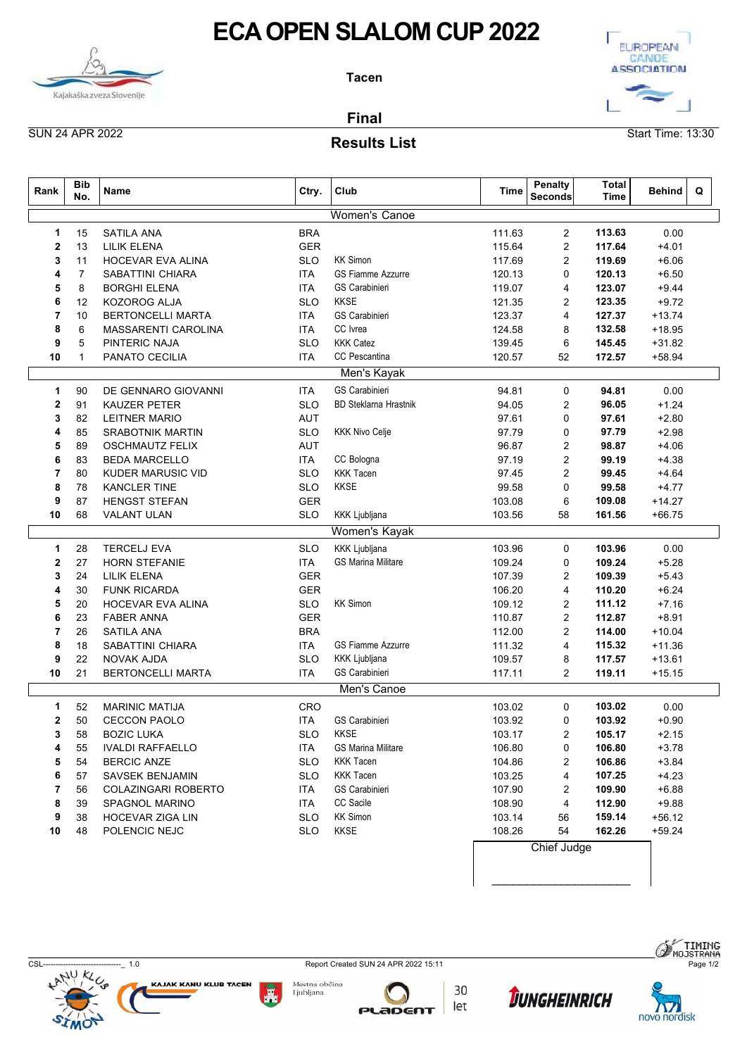# ECA OPEN SLALOM CUP 2022

**Tacen**

## Final

SUN 24 APR 2022

## Results List

Start Time: 13:30

| Rank | Bib No. | Name | Ctry. | Club | Time | Penalty Seconds | Total Time | Behind | Q |
|---|---|---|---|---|---|---|---|---|---|
| | | | | **Women's Canoe** | | | | | |
| 1 | 15 | SATILA ANA | BRA | | 111.63 | 2 | **113.63** | 0.00 | |
| 2 | 13 | LILIK ELENA | GER | | 115.64 | 2 | **117.64** | +4.01 | |
| 3 | 11 | HOCEVAR EVA ALINA | SLO | KK Simon | 117.69 | 2 | **119.69** | +6.06 | |
| 4 | 7 | SABATTINI CHIARA | ITA | GS Fiamme Azzurre | 120.13 | 0 | **120.13** | +6.50 | |
| 5 | 8 | BORGHI ELENA | ITA | GS Carabinieri | 119.07 | 4 | **123.07** | +9.44 | |
| 6 | 12 | KOZOROG ALJA | SLO | KKSE | 121.35 | 2 | **123.35** | +9.72 | |
| 7 | 10 | BERTONCELLI MARTA | ITA | GS Carabinieri | 123.37 | 4 | **127.37** | +13.74 | |
| 8 | 6 | MASSARENTI CAROLINA | ITA | CC Ivrea | 124.58 | 8 | **132.58** | +18.95 | |
| 9 | 5 | PINTERIC NAJA | SLO | KKK Catez | 139.45 | 6 | **145.45** | +31.82 | |
| 10 | 1 | PANATO CECILIA | ITA | CC Pescantina | 120.57 | 52 | **172.57** | +58.94 | |
| | | | | **Men's Kayak** | | | | | |
| 1 | 90 | DE GENNARO GIOVANNI | ITA | GS Carabinieri | 94.81 | 0 | **94.81** | 0.00 | |
| 2 | 91 | KAUZER PETER | SLO | BD Steklarna Hrastnik | 94.05 | 2 | **96.05** | +1.24 | |
| 3 | 82 | LEITNER MARIO | AUT | | 97.61 | 0 | **97.61** | +2.80 | |
| 4 | 85 | SRABOTNIK MARTIN | SLO | KKK Nivo Celje | 97.79 | 0 | **97.79** | +2.98 | |
| 5 | 89 | OSCHMAUTZ FELIX | AUT | | 96.87 | 2 | **98.87** | +4.06 | |
| 6 | 83 | BEDA MARCELLO | ITA | CC Bologna | 97.19 | 2 | **99.19** | +4.38 | |
| 7 | 80 | KUDER MARUSIC VID | SLO | KKK Tacen | 97.45 | 2 | **99.45** | +4.64 | |
| 8 | 78 | KANCLER TINE | SLO | KKSE | 99.58 | 0 | **99.58** | +4.77 | |
| 9 | 87 | HENGST STEFAN | GER | | 103.08 | 6 | **109.08** | +14.27 | |
| 10 | 68 | VALANT ULAN | SLO | KKK Ljubljana | 103.56 | 58 | **161.56** | +66.75 | |
| | | | | **Women's Kayak** | | | | | |
| 1 | 28 | TERCELJ EVA | SLO | KKK Ljubljana | 103.96 | 0 | **103.96** | 0.00 | |
| 2 | 27 | HORN STEFANIE | ITA | GS Marina Militare | 109.24 | 0 | **109.24** | +5.28 | |
| 3 | 24 | LILIK ELENA | GER | | 107.39 | 2 | **109.39** | +5.43 | |
| 4 | 30 | FUNK RICARDA | GER | | 106.20 | 4 | **110.20** | +6.24 | |
| 5 | 20 | HOCEVAR EVA ALINA | SLO | KK Simon | 109.12 | 2 | **111.12** | +7.16 | |
| 6 | 23 | FABER ANNA | GER | | 110.87 | 2 | **112.87** | +8.91 | |
| 7 | 26 | SATILA ANA | BRA | | 112.00 | 2 | **114.00** | +10.04 | |
| 8 | 18 | SABATTINI CHIARA | ITA | GS Fiamme Azzurre | 111.32 | 4 | **115.32** | +11.36 | |
| 9 | 22 | NOVAK AJDA | SLO | KKK Ljubljana | 109.57 | 8 | **117.57** | +13.61 | |
| 10 | 21 | BERTONCELLI MARTA | ITA | GS Carabinieri | 117.11 | 2 | **119.11** | +15.15 | |
| | | | | **Men's Canoe** | | | | | |
| 1 | 52 | MARINIC MATIJA | CRO | | 103.02 | 0 | **103.02** | 0.00 | |
| 2 | 50 | CECCON PAOLO | ITA | GS Carabinieri | 103.92 | 0 | **103.92** | +0.90 | |
| 3 | 58 | BOZIC LUKA | SLO | KKSE | 103.17 | 2 | **105.17** | +2.15 | |
| 4 | 55 | IVALDI RAFFAELLO | ITA | GS Marina Militare | 106.80 | 0 | **106.80** | +3.78 | |
| 5 | 54 | BERCIC ANZE | SLO | KKK Tacen | 104.86 | 2 | **106.86** | +3.84 | |
| 6 | 57 | SAVSEK BENJAMIN | SLO | KKK Tacen | 103.25 | 4 | **107.25** | +4.23 | |
| 7 | 56 | COLAZINGARI ROBERTO | ITA | GS Carabinieri | 107.90 | 2 | **109.90** | +6.88 | |
| 8 | 39 | SPAGNOL MARINO | ITA | CC Sacile | 108.90 | 4 | **112.90** | +9.88 | |
| 9 | 38 | HOCEVAR ZIGA LIN | SLO | KK Simon | 103.14 | 56 | **159.14** | +56.12 | |
| 10 | 48 | POLENCIC NEJC | SLO | KKSE | 108.26 | 54 | **162.26** | +59.24 | |

Chief Judge

_____________________

CSL-------------------------------_ 1.0

Report Created SUN 24 APR 2022 15:11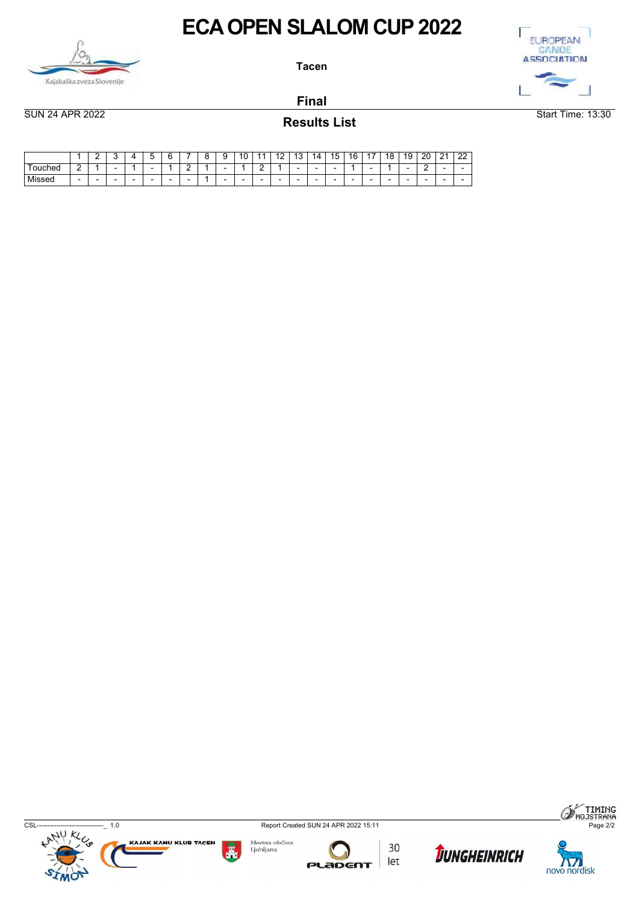# ECA OPEN SLALOM CUP 2022

**Tacen**

**Final**

SUN 24 APR 2022

## Results List

Start Time: 13:30

| | 1 | 2 | 3 | 4 | 5 | 6 | 7 | 8 | 9 | 10 | 11 | 12 | 13 | 14 | 15 | 16 | 17 | 18 | 19 | 20 | 21 | 22 |
|---|---|---|---|---|---|---|---|---|---|---|---|---|---|---|---|---|---|---|---|---|---|---|
| Touched | 2 | 1 | - | 1 | - | 1 | 2 | 1 | - | 1 | 2 | 1 | - | - | - | 1 | - | 1 | - | 2 | - | - |
| Missed | - | - | - | - | - | - | - | 1 | - | - | - | - | - | - | - | - | - | - | - | - | - | - |

CSL--------------------------------_ 1.0

Report Created SUN 24 APR 2022 15:11